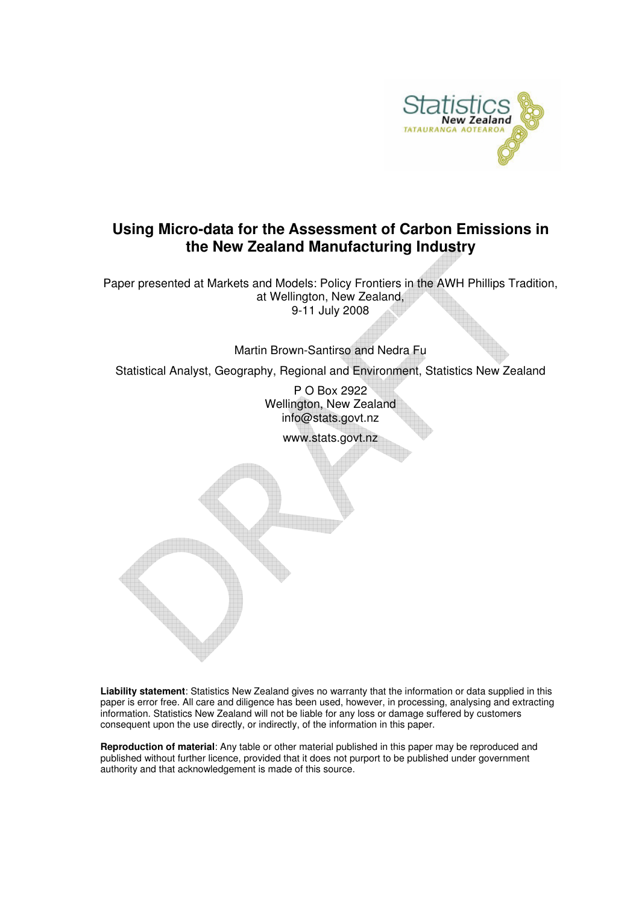# Using Micro-data for the Assessment of Carbon Emissions in the New Zealand Manufacturing Industry

Paper presented at Markets and Models: Policy Frontiers in the AWH Phillips Tradition, at Wellington, New Zealand,
9-11 July 2008

Martin Brown-Santirso and Nedra Fu

Statistical Analyst, Geography, Regional and Environment, Statistics New Zealand

P O Box 2922
Wellington, New Zealand
info@stats.govt.nz

www.stats.govt.nz

**Liability statement**: Statistics New Zealand gives no warranty that the information or data supplied in this paper is error free. All care and diligence has been used, however, in processing, analysing and extracting information. Statistics New Zealand will not be liable for any loss or damage suffered by customers consequent upon the use directly, or indirectly, of the information in this paper.

**Reproduction of material**: Any table or other material published in this paper may be reproduced and published without further licence, provided that it does not purport to be published under government authority and that acknowledgement is made of this source.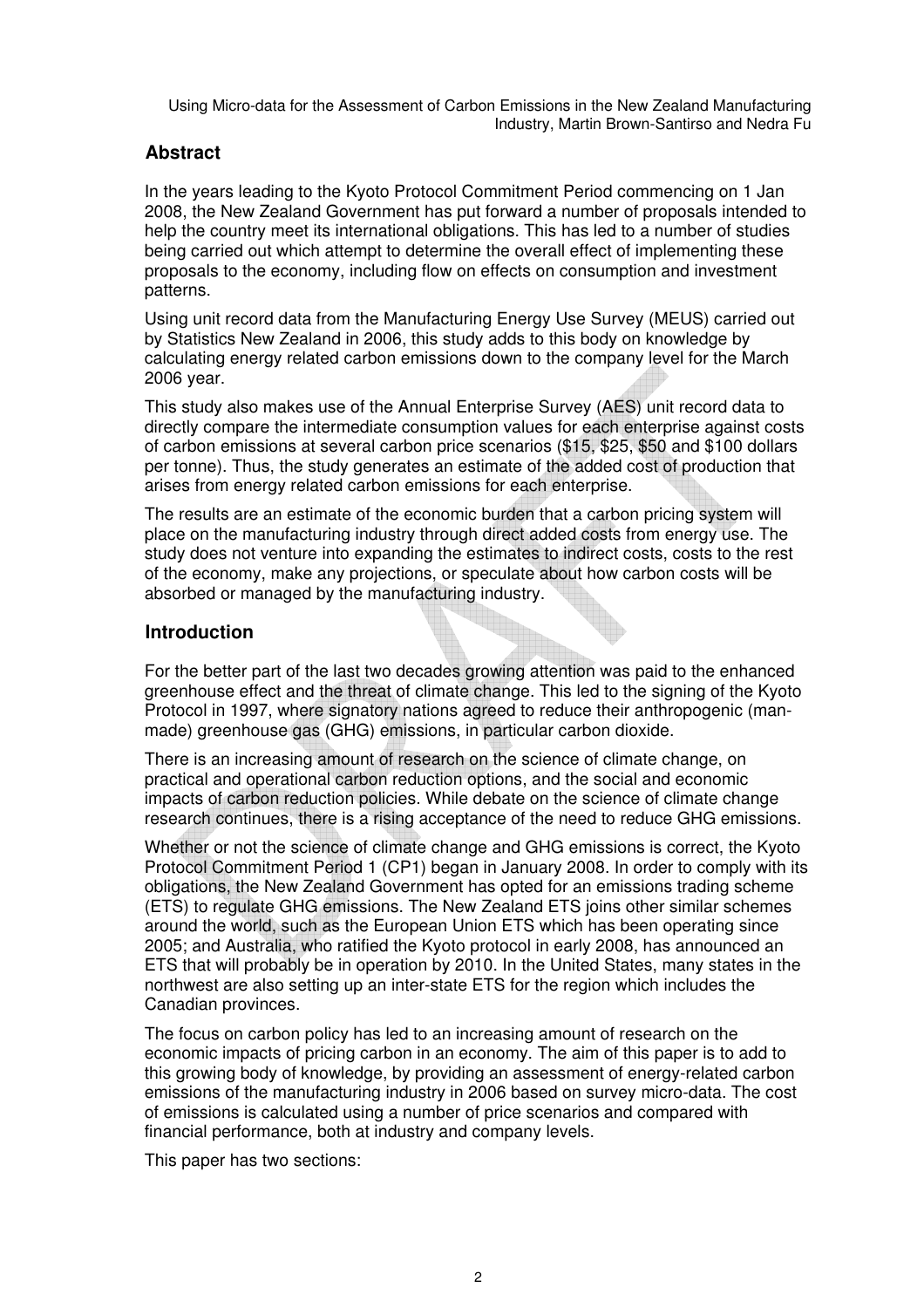## Abstract

In the years leading to the Kyoto Protocol Commitment Period commencing on 1 Jan 2008, the New Zealand Government has put forward a number of proposals intended to help the country meet its international obligations. This has led to a number of studies being carried out which attempt to determine the overall effect of implementing these proposals to the economy, including flow on effects on consumption and investment patterns.

Using unit record data from the Manufacturing Energy Use Survey (MEUS) carried out by Statistics New Zealand in 2006, this study adds to this body on knowledge by calculating energy related carbon emissions down to the company level for the March 2006 year.

This study also makes use of the Annual Enterprise Survey (AES) unit record data to directly compare the intermediate consumption values for each enterprise against costs of carbon emissions at several carbon price scenarios ($15, $25, $50 and $100 dollars per tonne). Thus, the study generates an estimate of the added cost of production that arises from energy related carbon emissions for each enterprise.

The results are an estimate of the economic burden that a carbon pricing system will place on the manufacturing industry through direct added costs from energy use. The study does not venture into expanding the estimates to indirect costs, costs to the rest of the economy, make any projections, or speculate about how carbon costs will be absorbed or managed by the manufacturing industry.

## Introduction

For the better part of the last two decades growing attention was paid to the enhanced greenhouse effect and the threat of climate change. This led to the signing of the Kyoto Protocol in 1997, where signatory nations agreed to reduce their anthropogenic (man-made) greenhouse gas (GHG) emissions, in particular carbon dioxide.

There is an increasing amount of research on the science of climate change, on practical and operational carbon reduction options, and the social and economic impacts of carbon reduction policies. While debate on the science of climate change research continues, there is a rising acceptance of the need to reduce GHG emissions.

Whether or not the science of climate change and GHG emissions is correct, the Kyoto Protocol Commitment Period 1 (CP1) began in January 2008. In order to comply with its obligations, the New Zealand Government has opted for an emissions trading scheme (ETS) to regulate GHG emissions. The New Zealand ETS joins other similar schemes around the world, such as the European Union ETS which has been operating since 2005; and Australia, who ratified the Kyoto protocol in early 2008, has announced an ETS that will probably be in operation by 2010. In the United States, many states in the northwest are also setting up an inter-state ETS for the region which includes the Canadian provinces.

The focus on carbon policy has led to an increasing amount of research on the economic impacts of pricing carbon in an economy. The aim of this paper is to add to this growing body of knowledge, by providing an assessment of energy-related carbon emissions of the manufacturing industry in 2006 based on survey micro-data. The cost of emissions is calculated using a number of price scenarios and compared with financial performance, both at industry and company levels.

This paper has two sections: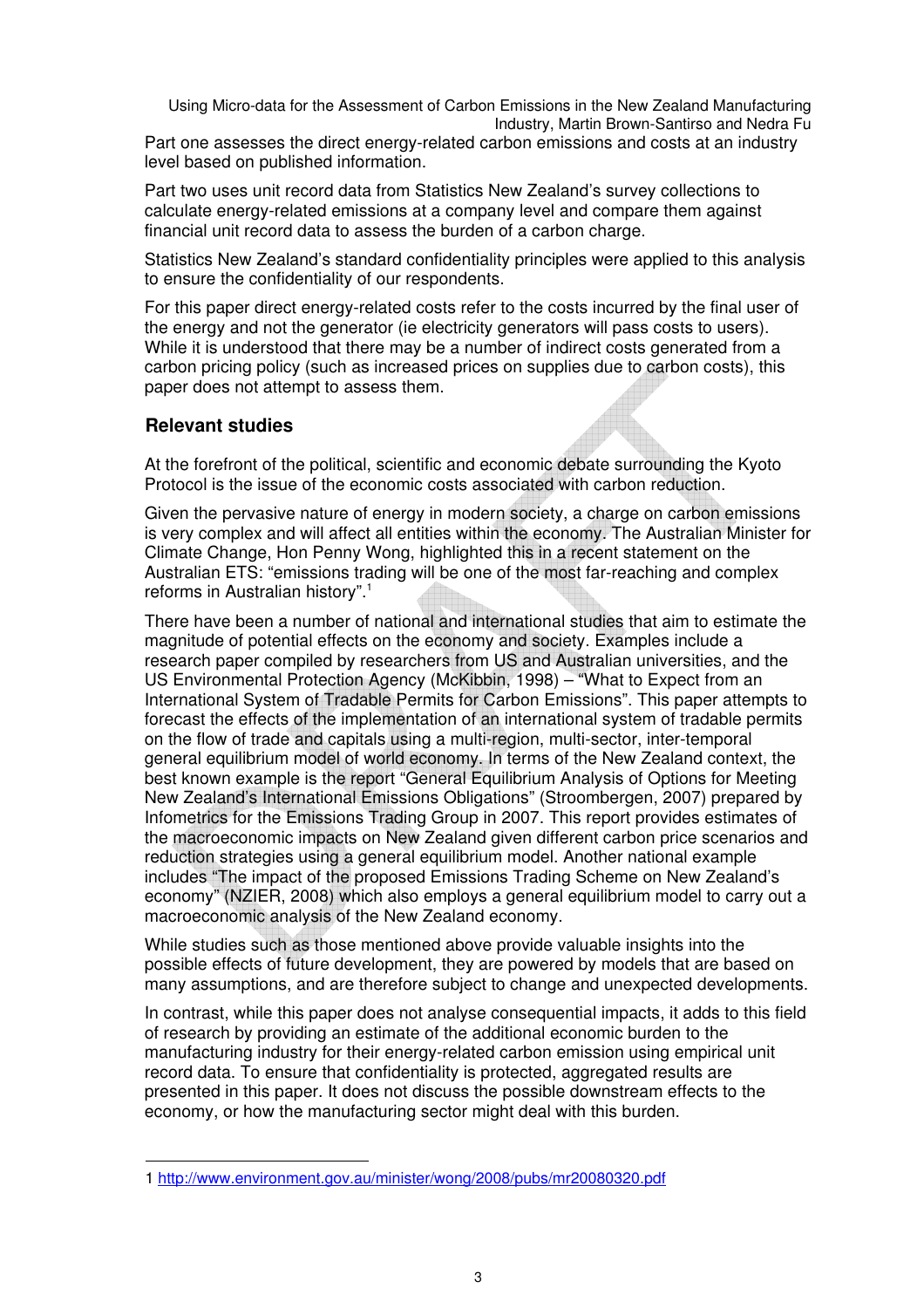Part one assesses the direct energy-related carbon emissions and costs at an industry level based on published information.

Part two uses unit record data from Statistics New Zealand's survey collections to calculate energy-related emissions at a company level and compare them against financial unit record data to assess the burden of a carbon charge.

Statistics New Zealand's standard confidentiality principles were applied to this analysis to ensure the confidentiality of our respondents.

For this paper direct energy-related costs refer to the costs incurred by the final user of the energy and not the generator (ie electricity generators will pass costs to users). While it is understood that there may be a number of indirect costs generated from a carbon pricing policy (such as increased prices on supplies due to carbon costs), this paper does not attempt to assess them.

## Relevant studies

At the forefront of the political, scientific and economic debate surrounding the Kyoto Protocol is the issue of the economic costs associated with carbon reduction.

Given the pervasive nature of energy in modern society, a charge on carbon emissions is very complex and will affect all entities within the economy. The Australian Minister for Climate Change, Hon Penny Wong, highlighted this in a recent statement on the Australian ETS: "emissions trading will be one of the most far-reaching and complex reforms in Australian history".[1]

There have been a number of national and international studies that aim to estimate the magnitude of potential effects on the economy and society. Examples include a research paper compiled by researchers from US and Australian universities, and the US Environmental Protection Agency (McKibbin, 1998) – "What to Expect from an International System of Tradable Permits for Carbon Emissions". This paper attempts to forecast the effects of the implementation of an international system of tradable permits on the flow of trade and capitals using a multi-region, multi-sector, inter-temporal general equilibrium model of world economy. In terms of the New Zealand context, the best known example is the report "General Equilibrium Analysis of Options for Meeting New Zealand's International Emissions Obligations" (Stroombergen, 2007) prepared by Infometrics for the Emissions Trading Group in 2007. This report provides estimates of the macroeconomic impacts on New Zealand given different carbon price scenarios and reduction strategies using a general equilibrium model. Another national example includes "The impact of the proposed Emissions Trading Scheme on New Zealand's economy" (NZIER, 2008) which also employs a general equilibrium model to carry out a macroeconomic analysis of the New Zealand economy.

While studies such as those mentioned above provide valuable insights into the possible effects of future development, they are powered by models that are based on many assumptions, and are therefore subject to change and unexpected developments.

In contrast, while this paper does not analyse consequential impacts, it adds to this field of research by providing an estimate of the additional economic burden to the manufacturing industry for their energy-related carbon emission using empirical unit record data. To ensure that confidentiality is protected, aggregated results are presented in this paper. It does not discuss the possible downstream effects to the economy, or how the manufacturing sector might deal with this burden.

---

1 http://www.environment.gov.au/minister/wong/2008/pubs/mr20080320.pdf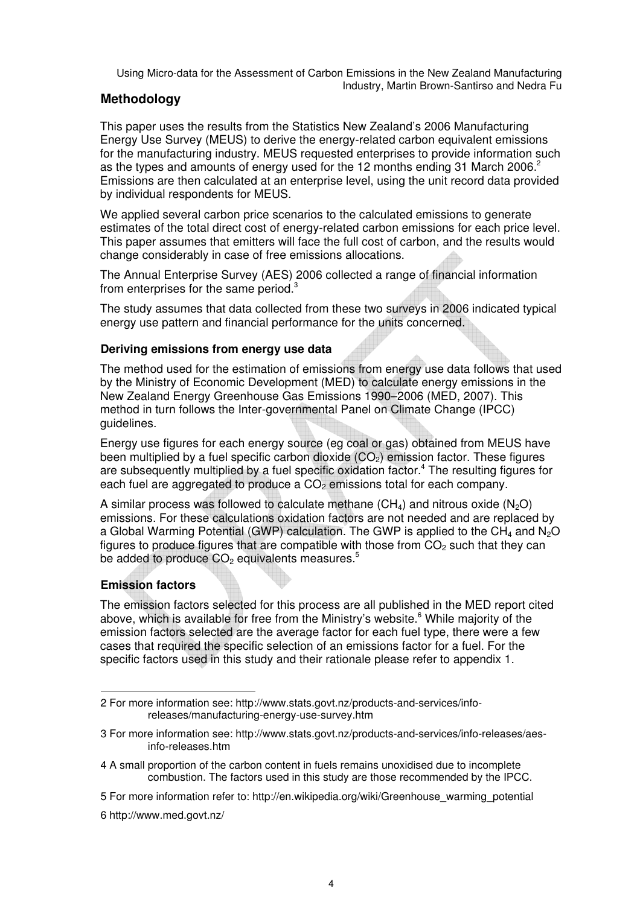## Methodology

This paper uses the results from the Statistics New Zealand's 2006 Manufacturing Energy Use Survey (MEUS) to derive the energy-related carbon equivalent emissions for the manufacturing industry. MEUS requested enterprises to provide information such as the types and amounts of energy used for the 12 months ending 31 March 2006.[2] Emissions are then calculated at an enterprise level, using the unit record data provided by individual respondents for MEUS.

We applied several carbon price scenarios to the calculated emissions to generate estimates of the total direct cost of energy-related carbon emissions for each price level. This paper assumes that emitters will face the full cost of carbon, and the results would change considerably in case of free emissions allocations.

The Annual Enterprise Survey (AES) 2006 collected a range of financial information from enterprises for the same period.[3]

The study assumes that data collected from these two surveys in 2006 indicated typical energy use pattern and financial performance for the units concerned.

### Deriving emissions from energy use data

The method used for the estimation of emissions from energy use data follows that used by the Ministry of Economic Development (MED) to calculate energy emissions in the New Zealand Energy Greenhouse Gas Emissions 1990–2006 (MED, 2007). This method in turn follows the Inter-governmental Panel on Climate Change (IPCC) guidelines.

Energy use figures for each energy source (eg coal or gas) obtained from MEUS have been multiplied by a fuel specific carbon dioxide ($CO_2$) emission factor. These figures are subsequently multiplied by a fuel specific oxidation factor.[4] The resulting figures for each fuel are aggregated to produce a $CO_2$ emissions total for each company.

A similar process was followed to calculate methane ($CH_4$) and nitrous oxide ($N_2O$) emissions. For these calculations oxidation factors are not needed and are replaced by a Global Warming Potential (GWP) calculation. The GWP is applied to the $CH_4$ and $N_2O$ figures to produce figures that are compatible with those from $CO_2$ such that they can be added to produce $CO_2$ equivalents measures.[5]

### Emission factors

The emission factors selected for this process are all published in the MED report cited above, which is available for free from the Ministry's website.[6] While majority of the emission factors selected are the average factor for each fuel type, there were a few cases that required the specific selection of an emissions factor for a fuel. For the specific factors used in this study and their rationale please refer to appendix 1.

---

2 For more information see: http://www.stats.govt.nz/products-and-services/info-releases/manufacturing-energy-use-survey.htm

3 For more information see: http://www.stats.govt.nz/products-and-services/info-releases/aes-info-releases.htm

4 A small proportion of the carbon content in fuels remains unoxidised due to incomplete combustion. The factors used in this study are those recommended by the IPCC.

5 For more information refer to: http://en.wikipedia.org/wiki/Greenhouse_warming_potential

6 http://www.med.govt.nz/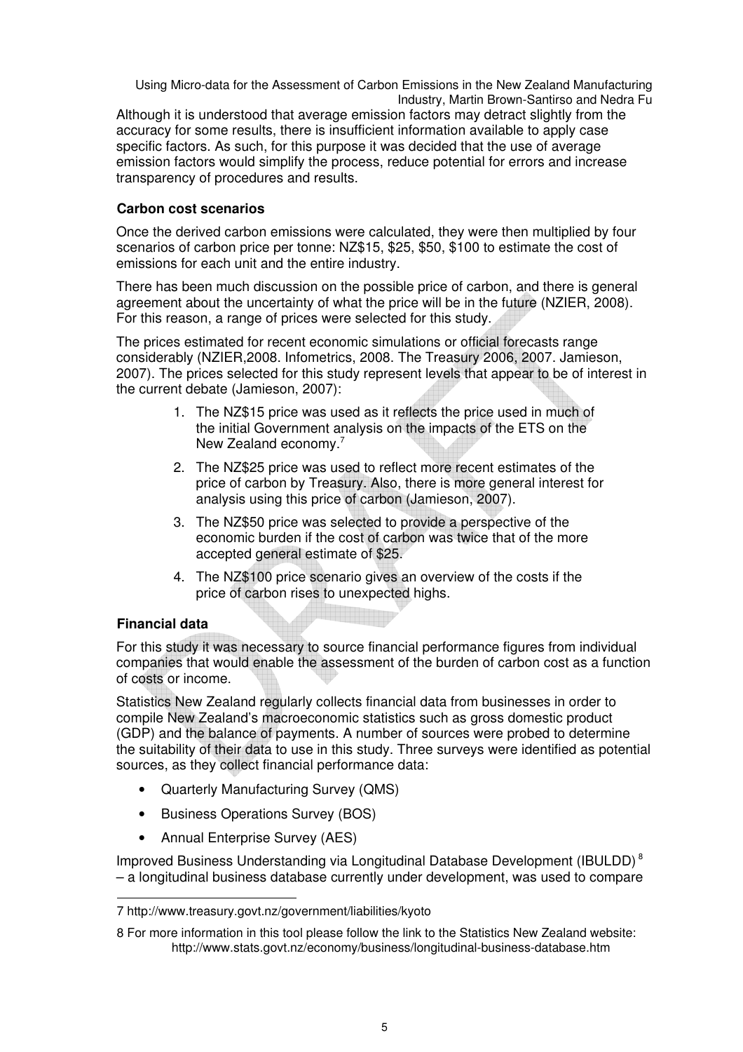Although it is understood that average emission factors may detract slightly from the accuracy for some results, there is insufficient information available to apply case specific factors. As such, for this purpose it was decided that the use of average emission factors would simplify the process, reduce potential for errors and increase transparency of procedures and results.

### Carbon cost scenarios

Once the derived carbon emissions were calculated, they were then multiplied by four scenarios of carbon price per tonne: NZ$15, $25, $50, $100 to estimate the cost of emissions for each unit and the entire industry.

There has been much discussion on the possible price of carbon, and there is general agreement about the uncertainty of what the price will be in the future (NZIER, 2008). For this reason, a range of prices were selected for this study.

The prices estimated for recent economic simulations or official forecasts range considerably (NZIER,2008. Infometrics, 2008. The Treasury 2006, 2007. Jamieson, 2007). The prices selected for this study represent levels that appear to be of interest in the current debate (Jamieson, 2007):

1. The NZ$15 price was used as it reflects the price used in much of the initial Government analysis on the impacts of the ETS on the New Zealand economy.[7]
2. The NZ$25 price was used to reflect more recent estimates of the price of carbon by Treasury. Also, there is more general interest for analysis using this price of carbon (Jamieson, 2007).
3. The NZ$50 price was selected to provide a perspective of the economic burden if the cost of carbon was twice that of the more accepted general estimate of $25.
4. The NZ$100 price scenario gives an overview of the costs if the price of carbon rises to unexpected highs.

### Financial data

For this study it was necessary to source financial performance figures from individual companies that would enable the assessment of the burden of carbon cost as a function of costs or income.

Statistics New Zealand regularly collects financial data from businesses in order to compile New Zealand's macroeconomic statistics such as gross domestic product (GDP) and the balance of payments. A number of sources were probed to determine the suitability of their data to use in this study. Three surveys were identified as potential sources, as they collect financial performance data:

- Quarterly Manufacturing Survey (QMS)
- Business Operations Survey (BOS)
- Annual Enterprise Survey (AES)

Improved Business Understanding via Longitudinal Database Development (IBULDD)[8] – a longitudinal business database currently under development, was used to compare

---

7 http://www.treasury.govt.nz/government/liabilities/kyoto

8 For more information in this tool please follow the link to the Statistics New Zealand website: http://www.stats.govt.nz/economy/business/longitudinal-business-database.htm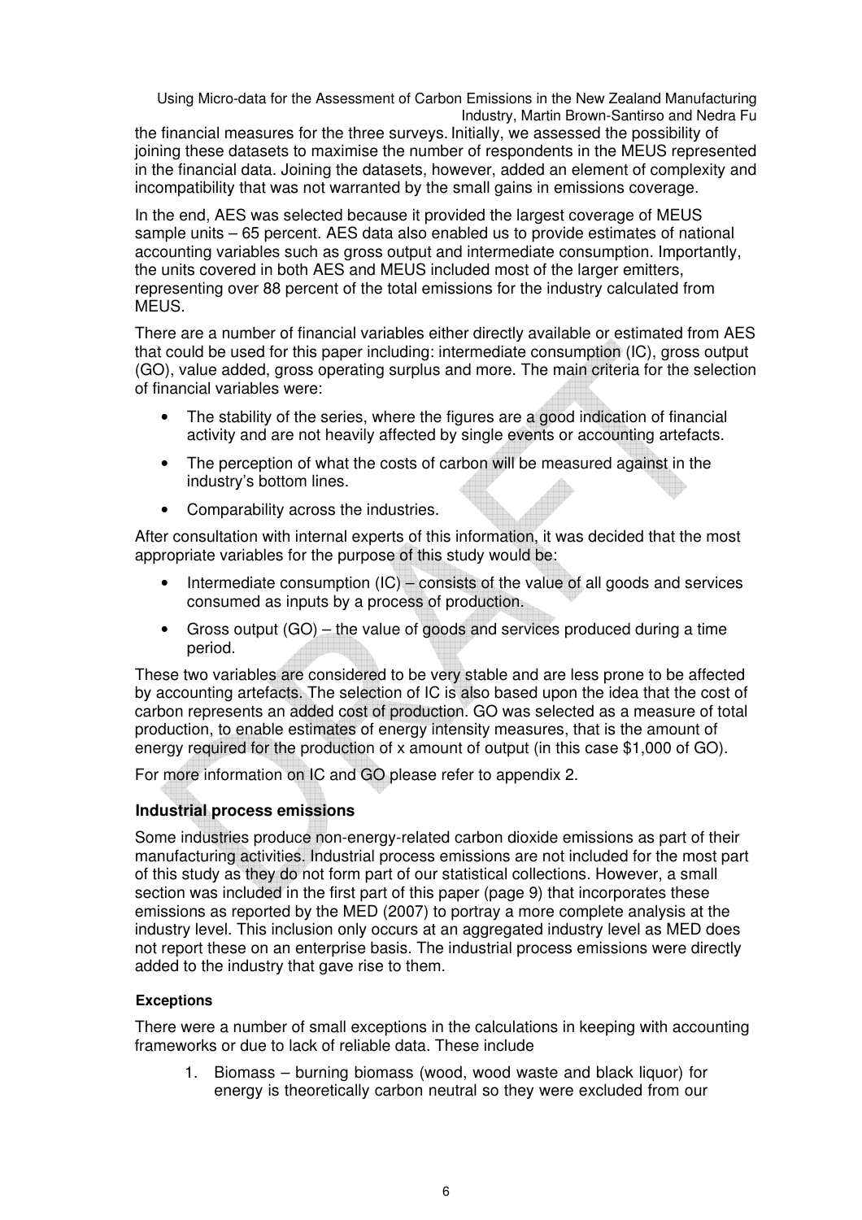the financial measures for the three surveys. Initially, we assessed the possibility of joining these datasets to maximise the number of respondents in the MEUS represented in the financial data. Joining the datasets, however, added an element of complexity and incompatibility that was not warranted by the small gains in emissions coverage.

In the end, AES was selected because it provided the largest coverage of MEUS sample units – 65 percent. AES data also enabled us to provide estimates of national accounting variables such as gross output and intermediate consumption. Importantly, the units covered in both AES and MEUS included most of the larger emitters, representing over 88 percent of the total emissions for the industry calculated from MEUS.

There are a number of financial variables either directly available or estimated from AES that could be used for this paper including: intermediate consumption (IC), gross output (GO), value added, gross operating surplus and more. The main criteria for the selection of financial variables were:

- The stability of the series, where the figures are a good indication of financial activity and are not heavily affected by single events or accounting artefacts.
- The perception of what the costs of carbon will be measured against in the industry's bottom lines.
- Comparability across the industries.

After consultation with internal experts of this information, it was decided that the most appropriate variables for the purpose of this study would be:

- Intermediate consumption (IC) – consists of the value of all goods and services consumed as inputs by a process of production.
- Gross output (GO) – the value of goods and services produced during a time period.

These two variables are considered to be very stable and are less prone to be affected by accounting artefacts. The selection of IC is also based upon the idea that the cost of carbon represents an added cost of production. GO was selected as a measure of total production, to enable estimates of energy intensity measures, that is the amount of energy required for the production of x amount of output (in this case $1,000 of GO).

For more information on IC and GO please refer to appendix 2.

### Industrial process emissions

Some industries produce non-energy-related carbon dioxide emissions as part of their manufacturing activities. Industrial process emissions are not included for the most part of this study as they do not form part of our statistical collections. However, a small section was included in the first part of this paper (page 9) that incorporates these emissions as reported by the MED (2007) to portray a more complete analysis at the industry level. This inclusion only occurs at an aggregated industry level as MED does not report these on an enterprise basis. The industrial process emissions were directly added to the industry that gave rise to them.

#### Exceptions

There were a number of small exceptions in the calculations in keeping with accounting frameworks or due to lack of reliable data. These include

1. Biomass – burning biomass (wood, wood waste and black liquor) for energy is theoretically carbon neutral so they were excluded from our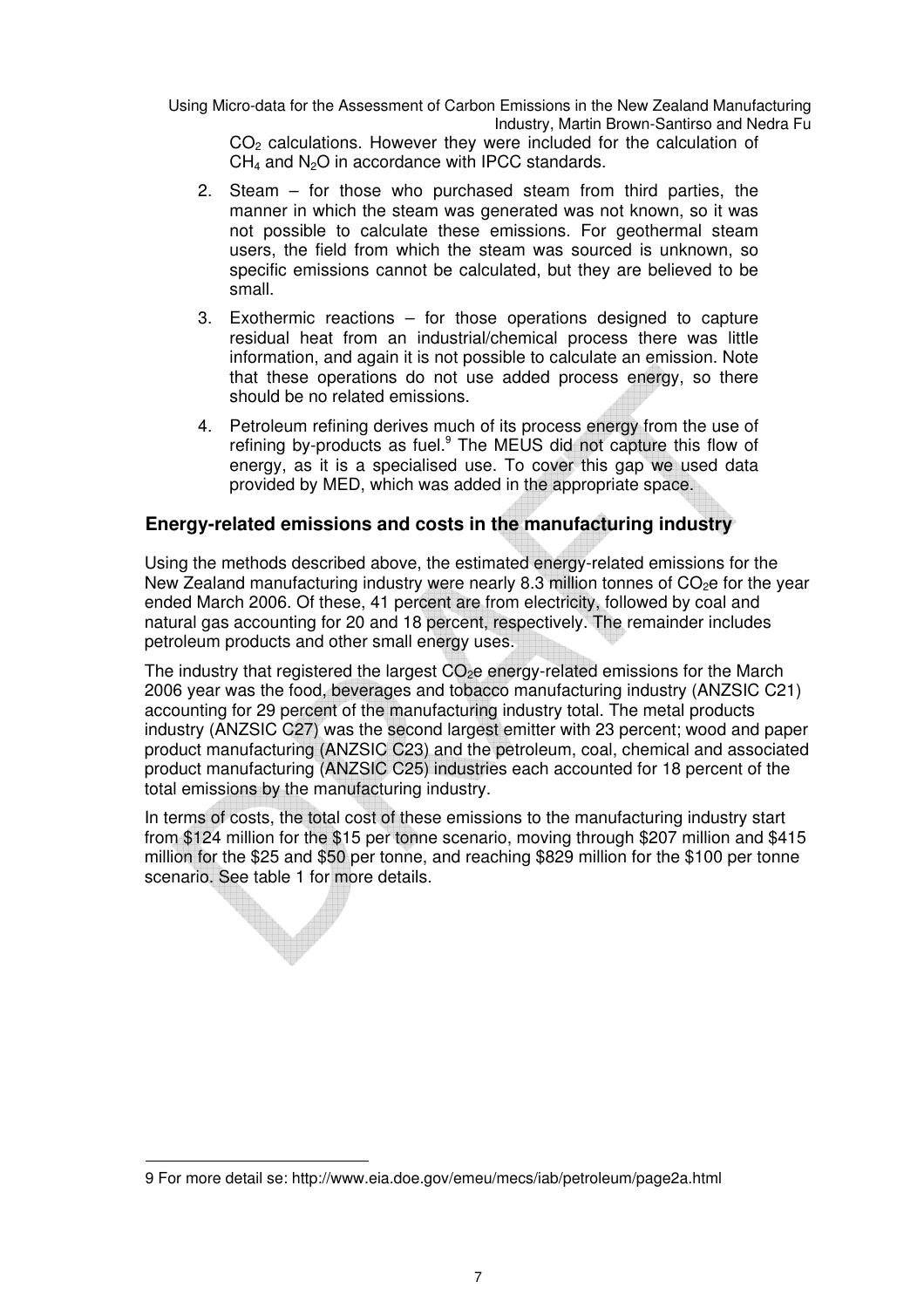$CO_2$ calculations. However they were included for the calculation of $CH_4$ and $N_2O$ in accordance with IPCC standards.

2. Steam – for those who purchased steam from third parties, the manner in which the steam was generated was not known, so it was not possible to calculate these emissions. For geothermal steam users, the field from which the steam was sourced is unknown, so specific emissions cannot be calculated, but they are believed to be small.

3. Exothermic reactions – for those operations designed to capture residual heat from an industrial/chemical process there was little information, and again it is not possible to calculate an emission. Note that these operations do not use added process energy, so there should be no related emissions.

4. Petroleum refining derives much of its process energy from the use of refining by-products as fuel.[9] The MEUS did not capture this flow of energy, as it is a specialised use. To cover this gap we used data provided by MED, which was added in the appropriate space.

### Energy-related emissions and costs in the manufacturing industry

Using the methods described above, the estimated energy-related emissions for the New Zealand manufacturing industry were nearly 8.3 million tonnes of $CO_2$e for the year ended March 2006. Of these, 41 percent are from electricity, followed by coal and natural gas accounting for 20 and 18 percent, respectively. The remainder includes petroleum products and other small energy uses.

The industry that registered the largest $CO_2$e energy-related emissions for the March 2006 year was the food, beverages and tobacco manufacturing industry (ANZSIC C21) accounting for 29 percent of the manufacturing industry total. The metal products industry (ANZSIC C27) was the second largest emitter with 23 percent; wood and paper product manufacturing (ANZSIC C23) and the petroleum, coal, chemical and associated product manufacturing (ANZSIC C25) industries each accounted for 18 percent of the total emissions by the manufacturing industry.

In terms of costs, the total cost of these emissions to the manufacturing industry start from $124 million for the $15 per tonne scenario, moving through $207 million and $415 million for the $25 and $50 per tonne, and reaching $829 million for the $100 per tonne scenario. See table 1 for more details.

---

9 For more detail se: http://www.eia.doe.gov/emeu/mecs/iab/petroleum/page2a.html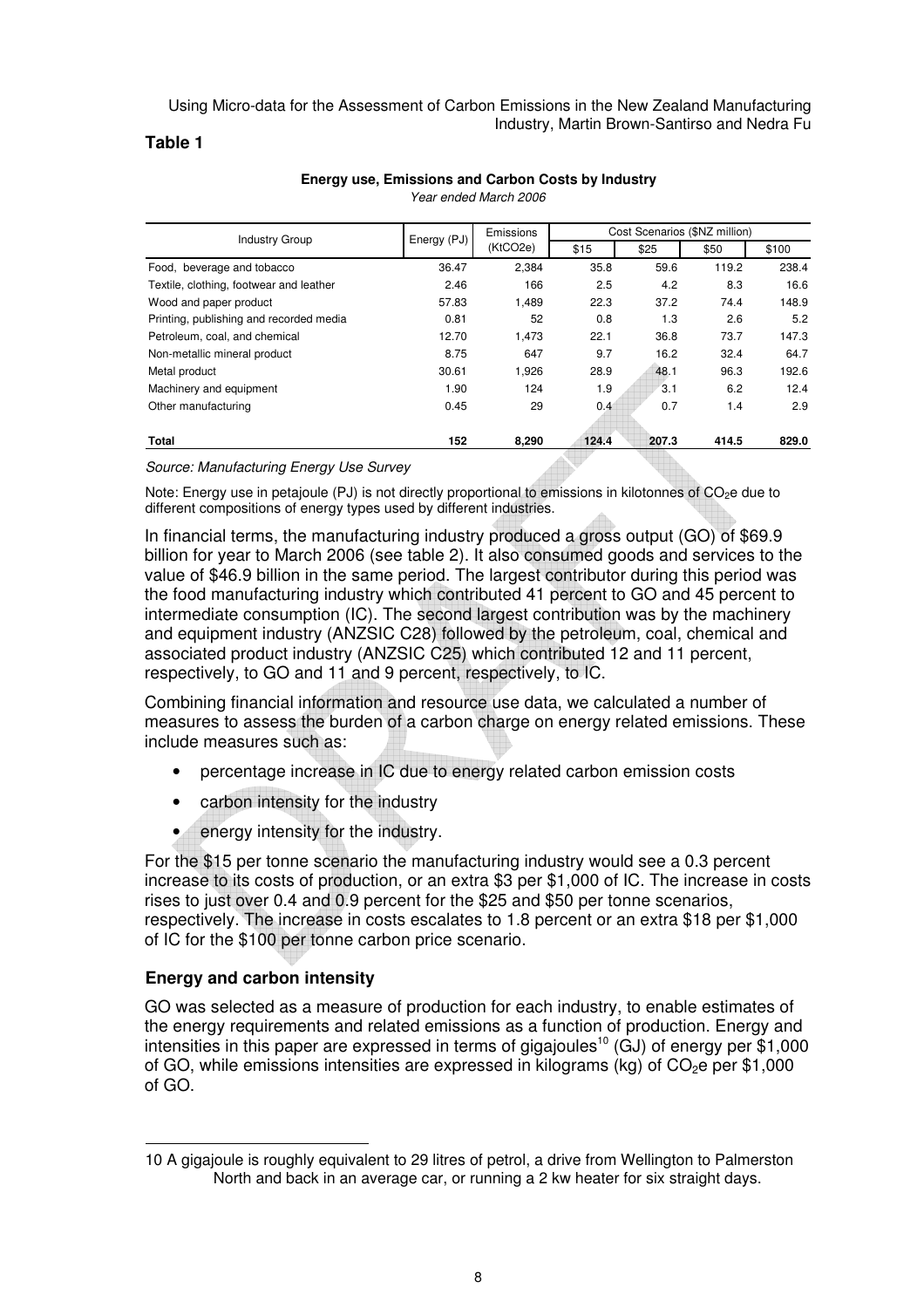**Table 1**

**Energy use, Emissions and Carbon Costs by Industry**

*Year ended March 2006*

| Industry Group | Energy (PJ) | Emissions ($KtCO_2e$) | Cost Scenarios ($NZ million) | | | |
|---|---|---|---|---|---|---|
| | | | $15 | $25 | $50 | $100 |
| Food, beverage and tobacco | 36.47 | 2,384 | 35.8 | 59.6 | 119.2 | 238.4 |
| Textile, clothing, footwear and leather | 2.46 | 166 | 2.5 | 4.2 | 8.3 | 16.6 |
| Wood and paper product | 57.83 | 1,489 | 22.3 | 37.2 | 74.4 | 148.9 |
| Printing, publishing and recorded media | 0.81 | 52 | 0.8 | 1.3 | 2.6 | 5.2 |
| Petroleum, coal, and chemical | 12.70 | 1,473 | 22.1 | 36.8 | 73.7 | 147.3 |
| Non-metallic mineral product | 8.75 | 647 | 9.7 | 16.2 | 32.4 | 64.7 |
| Metal product | 30.61 | 1,926 | 28.9 | 48.1 | 96.3 | 192.6 |
| Machinery and equipment | 1.90 | 124 | 1.9 | 3.1 | 6.2 | 12.4 |
| Other manufacturing | 0.45 | 29 | 0.4 | 0.7 | 1.4 | 2.9 |
| **Total** | **152** | **8,290** | **124.4** | **207.3** | **414.5** | **829.0** |

*Source: Manufacturing Energy Use Survey*

Note: Energy use in petajoule (PJ) is not directly proportional to emissions in kilotonnes of $CO_2e$ due to different compositions of energy types used by different industries.

In financial terms, the manufacturing industry produced a gross output (GO) of $69.9 billion for year to March 2006 (see table 2). It also consumed goods and services to the value of $46.9 billion in the same period. The largest contributor during this period was the food manufacturing industry which contributed 41 percent to GO and 45 percent to intermediate consumption (IC). The second largest contribution was by the machinery and equipment industry (ANZSIC C28) followed by the petroleum, coal, chemical and associated product industry (ANZSIC C25) which contributed 12 and 11 percent, respectively, to GO and 11 and 9 percent, respectively, to IC.

Combining financial information and resource use data, we calculated a number of measures to assess the burden of a carbon charge on energy related emissions. These include measures such as:

- percentage increase in IC due to energy related carbon emission costs
- carbon intensity for the industry
- energy intensity for the industry.

For the $15 per tonne scenario the manufacturing industry would see a 0.3 percent increase to its costs of production, or an extra $3 per $1,000 of IC. The increase in costs rises to just over 0.4 and 0.9 percent for the $25 and $50 per tonne scenarios, respectively. The increase in costs escalates to 1.8 percent or an extra $18 per $1,000 of IC for the $100 per tonne carbon price scenario.

### Energy and carbon intensity

GO was selected as a measure of production for each industry, to enable estimates of the energy requirements and related emissions as a function of production. Energy and intensities in this paper are expressed in terms of gigajoules[10] (GJ) of energy per $1,000 of GO, while emissions intensities are expressed in kilograms (kg) of $CO_2e$ per $1,000 of GO.

---

10 A gigajoule is roughly equivalent to 29 litres of petrol, a drive from Wellington to Palmerston North and back in an average car, or running a 2 kw heater for six straight days.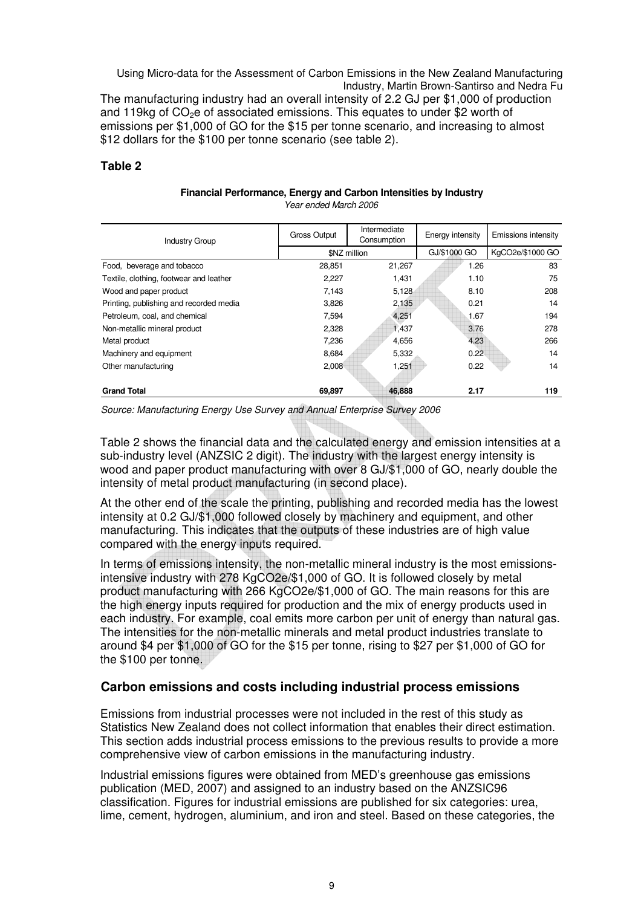The manufacturing industry had an overall intensity of 2.2 GJ per $1,000 of production and 119kg of $CO_2$e of associated emissions. This equates to under $2 worth of emissions per $1,000 of GO for the $15 per tonne scenario, and increasing to almost $12 dollars for the $100 per tonne scenario (see table 2).

### Table 2

**Financial Performance, Energy and Carbon Intensities by Industry**

*Year ended March 2006*

| Industry Group | Gross Output | Intermediate Consumption | Energy intensity | Emissions intensity |
|---|---|---|---|---|
| | $NZ million | | GJ/$1000 GO | KgCO2e/$1000 GO |
| Food, beverage and tobacco | 28,851 | 21,267 | 1.26 | 83 |
| Textile, clothing, footwear and leather | 2,227 | 1,431 | 1.10 | 75 |
| Wood and paper product | 7,143 | 5,128 | 8.10 | 208 |
| Printing, publishing and recorded media | 3,826 | 2,135 | 0.21 | 14 |
| Petroleum, coal, and chemical | 7,594 | 4,251 | 1.67 | 194 |
| Non-metallic mineral product | 2,328 | 1,437 | 3.76 | 278 |
| Metal product | 7,236 | 4,656 | 4.23 | 266 |
| Machinery and equipment | 8,684 | 5,332 | 0.22 | 14 |
| Other manufacturing | 2,008 | 1,251 | 0.22 | 14 |
| **Grand Total** | **69,897** | **46,888** | **2.17** | **119** |

*Source: Manufacturing Energy Use Survey and Annual Enterprise Survey 2006*

Table 2 shows the financial data and the calculated energy and emission intensities at a sub-industry level (ANZSIC 2 digit). The industry with the largest energy intensity is wood and paper product manufacturing with over 8 GJ/$1,000 of GO, nearly double the intensity of metal product manufacturing (in second place).

At the other end of the scale the printing, publishing and recorded media has the lowest intensity at 0.2 GJ/$1,000 followed closely by machinery and equipment, and other manufacturing. This indicates that the outputs of these industries are of high value compared with the energy inputs required.

In terms of emissions intensity, the non-metallic mineral industry is the most emissions-intensive industry with 278 KgCO2e/$1,000 of GO. It is followed closely by metal product manufacturing with 266 KgCO2e/$1,000 of GO. The main reasons for this are the high energy inputs required for production and the mix of energy products used in each industry. For example, coal emits more carbon per unit of energy than natural gas. The intensities for the non-metallic minerals and metal product industries translate to around $4 per $1,000 of GO for the $15 per tonne, rising to $27 per $1,000 of GO for the $100 per tonne.

## Carbon emissions and costs including industrial process emissions

Emissions from industrial processes were not included in the rest of this study as Statistics New Zealand does not collect information that enables their direct estimation. This section adds industrial process emissions to the previous results to provide a more comprehensive view of carbon emissions in the manufacturing industry.

Industrial emissions figures were obtained from MED's greenhouse gas emissions publication (MED, 2007) and assigned to an industry based on the ANZSIC96 classification. Figures for industrial emissions are published for six categories: urea, lime, cement, hydrogen, aluminium, and iron and steel. Based on these categories, the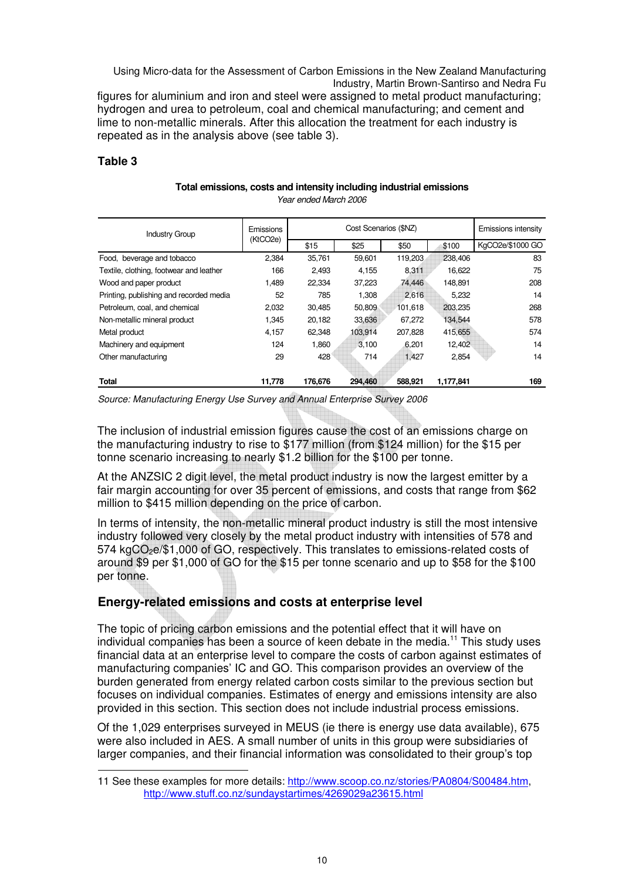figures for aluminium and iron and steel were assigned to metal product manufacturing; hydrogen and urea to petroleum, coal and chemical manufacturing; and cement and lime to non-metallic minerals. After this allocation the treatment for each industry is repeated as in the analysis above (see table 3).

### Table 3

**Total emissions, costs and intensity including industrial emissions**

*Year ended March 2006*

| Industry Group | Emissions (KtCO2e) | Cost Scenarios ($NZ) | | | | Emissions intensity |
|---|---|---|---|---|---|---|
| | | $15 | $25 | $50 | $100 | KgCO2e/$1000 GO |
| Food, beverage and tobacco | 2,384 | 35,761 | 59,601 | 119,203 | 238,406 | 83 |
| Textile, clothing, footwear and leather | 166 | 2,493 | 4,155 | 8,311 | 16,622 | 75 |
| Wood and paper product | 1,489 | 22,334 | 37,223 | 74,446 | 148,891 | 208 |
| Printing, publishing and recorded media | 52 | 785 | 1,308 | 2,616 | 5,232 | 14 |
| Petroleum, coal, and chemical | 2,032 | 30,485 | 50,809 | 101,618 | 203,235 | 268 |
| Non-metallic mineral product | 1,345 | 20,182 | 33,636 | 67,272 | 134,544 | 578 |
| Metal product | 4,157 | 62,348 | 103,914 | 207,828 | 415,655 | 574 |
| Machinery and equipment | 124 | 1,860 | 3,100 | 6,201 | 12,402 | 14 |
| Other manufacturing | 29 | 428 | 714 | 1,427 | 2,854 | 14 |
| **Total** | **11,778** | **176,676** | **294,460** | **588,921** | **1,177,841** | **169** |

*Source: Manufacturing Energy Use Survey and Annual Enterprise Survey 2006*

The inclusion of industrial emission figures cause the cost of an emissions charge on the manufacturing industry to rise to $177 million (from $124 million) for the $15 per tonne scenario increasing to nearly $1.2 billion for the $100 per tonne.

At the ANZSIC 2 digit level, the metal product industry is now the largest emitter by a fair margin accounting for over 35 percent of emissions, and costs that range from $62 million to $415 million depending on the price of carbon.

In terms of intensity, the non-metallic mineral product industry is still the most intensive industry followed very closely by the metal product industry with intensities of 578 and 574 kg$CO_2$e/$1,000 of GO, respectively. This translates to emissions-related costs of around $9 per $1,000 of GO for the $15 per tonne scenario and up to $58 for the $100 per tonne.

## Energy-related emissions and costs at enterprise level

The topic of pricing carbon emissions and the potential effect that it will have on individual companies has been a source of keen debate in the media.[11] This study uses financial data at an enterprise level to compare the costs of carbon against estimates of manufacturing companies' IC and GO. This comparison provides an overview of the burden generated from energy related carbon costs similar to the previous section but focuses on individual companies. Estimates of energy and emissions intensity are also provided in this section. This section does not include industrial process emissions.

Of the 1,029 enterprises surveyed in MEUS (ie there is energy use data available), 675 were also included in AES. A small number of units in this group were subsidiaries of larger companies, and their financial information was consolidated to their group's top

---

11 See these examples for more details: http://www.scoop.co.nz/stories/PA0804/S00484.htm, http://www.stuff.co.nz/sundaystartimes/4269029a23615.html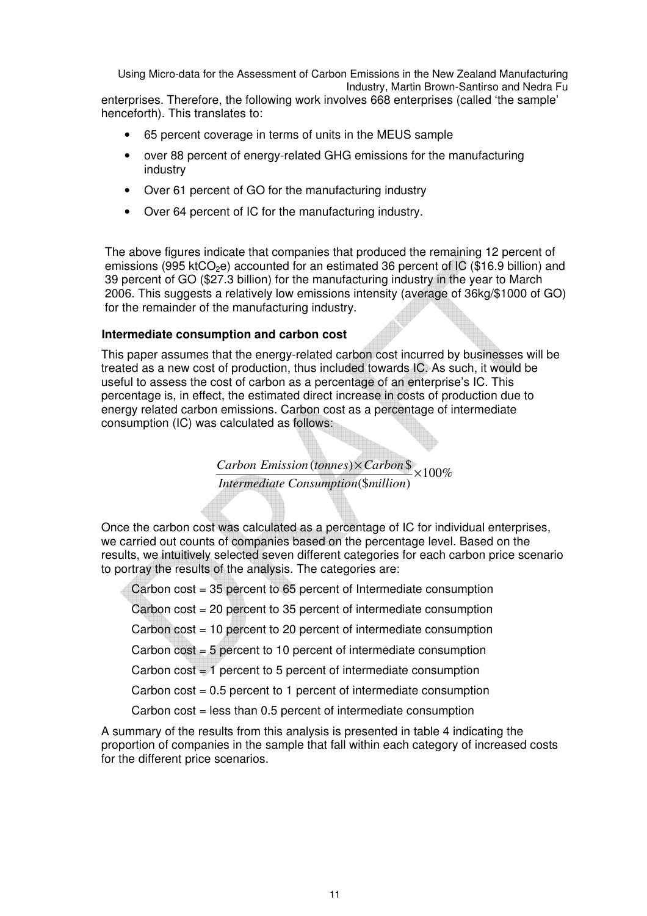enterprises. Therefore, the following work involves 668 enterprises (called 'the sample' henceforth). This translates to:

- 65 percent coverage in terms of units in the MEUS sample
- over 88 percent of energy-related GHG emissions for the manufacturing industry
- Over 61 percent of GO for the manufacturing industry
- Over 64 percent of IC for the manufacturing industry.

The above figures indicate that companies that produced the remaining 12 percent of emissions (995 kt$CO_2$e) accounted for an estimated 36 percent of IC ($16.9 billion) and 39 percent of GO ($27.3 billion) for the manufacturing industry in the year to March 2006. This suggests a relatively low emissions intensity (average of 36kg/$1000 of GO) for the remainder of the manufacturing industry.

#### Intermediate consumption and carbon cost

This paper assumes that the energy-related carbon cost incurred by businesses will be treated as a new cost of production, thus included towards IC. As such, it would be useful to assess the cost of carbon as a percentage of an enterprise's IC. This percentage is, in effect, the estimated direct increase in costs of production due to energy related carbon emissions. Carbon cost as a percentage of intermediate consumption (IC) was calculated as follows:

$$\frac{Carbon\ Emission(tonnes) \times Carbon\$}{Intermediate\ Consumption(\$million)} \times 100\%$$

Once the carbon cost was calculated as a percentage of IC for individual enterprises, we carried out counts of companies based on the percentage level. Based on the results, we intuitively selected seven different categories for each carbon price scenario to portray the results of the analysis. The categories are:

Carbon cost = 35 percent to 65 percent of Intermediate consumption

Carbon cost = 20 percent to 35 percent of intermediate consumption

Carbon cost = 10 percent to 20 percent of intermediate consumption

Carbon cost = 5 percent to 10 percent of intermediate consumption

Carbon cost = 1 percent to 5 percent of intermediate consumption

Carbon cost = 0.5 percent to 1 percent of intermediate consumption

Carbon cost = less than 0.5 percent of intermediate consumption

A summary of the results from this analysis is presented in table 4 indicating the proportion of companies in the sample that fall within each category of increased costs for the different price scenarios.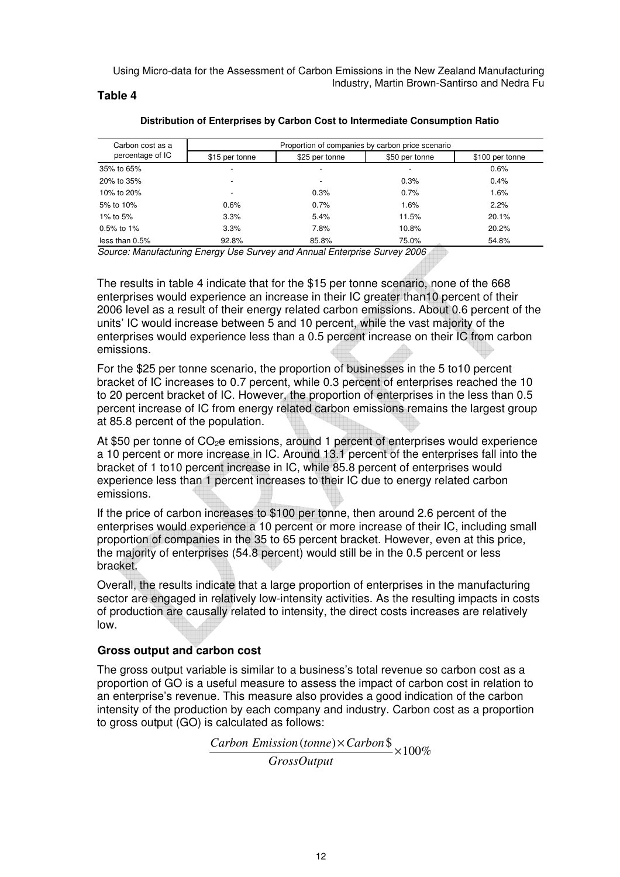**Table 4**

**Distribution of Enterprises by Carbon Cost to Intermediate Consumption Ratio**

| Carbon cost as a percentage of IC | Proportion of companies by carbon price scenario | | | |
|---|---|---|---|---|
| | $15 per tonne | $25 per tonne | $50 per tonne | $100 per tonne |
| 35% to 65% | - | - | - | 0.6% |
| 20% to 35% | - | - | 0.3% | 0.4% |
| 10% to 20% | - | 0.3% | 0.7% | 1.6% |
| 5% to 10% | 0.6% | 0.7% | 1.6% | 2.2% |
| 1% to 5% | 3.3% | 5.4% | 11.5% | 20.1% |
| 0.5% to 1% | 3.3% | 7.8% | 10.8% | 20.2% |
| less than 0.5% | 92.8% | 85.8% | 75.0% | 54.8% |

*Source: Manufacturing Energy Use Survey and Annual Enterprise Survey 2006*

The results in table 4 indicate that for the $15 per tonne scenario, none of the 668 enterprises would experience an increase in their IC greater than10 percent of their 2006 level as a result of their energy related carbon emissions. About 0.6 percent of the units' IC would increase between 5 and 10 percent, while the vast majority of the enterprises would experience less than a 0.5 percent increase on their IC from carbon emissions.

For the $25 per tonne scenario, the proportion of businesses in the 5 to10 percent bracket of IC increases to 0.7 percent, while 0.3 percent of enterprises reached the 10 to 20 percent bracket of IC. However, the proportion of enterprises in the less than 0.5 percent increase of IC from energy related carbon emissions remains the largest group at 85.8 percent of the population.

At $50 per tonne of $CO_2e$ emissions, around 1 percent of enterprises would experience a 10 percent or more increase in IC. Around 13.1 percent of the enterprises fall into the bracket of 1 to10 percent increase in IC, while 85.8 percent of enterprises would experience less than 1 percent increases to their IC due to energy related carbon emissions.

If the price of carbon increases to $100 per tonne, then around 2.6 percent of the enterprises would experience a 10 percent or more increase of their IC, including small proportion of companies in the 35 to 65 percent bracket. However, even at this price, the majority of enterprises (54.8 percent) would still be in the 0.5 percent or less bracket.

Overall, the results indicate that a large proportion of enterprises in the manufacturing sector are engaged in relatively low-intensity activities. As the resulting impacts in costs of production are causally related to intensity, the direct costs increases are relatively low.

### Gross output and carbon cost

The gross output variable is similar to a business's total revenue so carbon cost as a proportion of GO is a useful measure to assess the impact of carbon cost in relation to an enterprise's revenue. This measure also provides a good indication of the carbon intensity of the production by each company and industry. Carbon cost as a proportion to gross output (GO) is calculated as follows:

$$\frac{Carbon\ Emission(tonne) \times Carbon\$}{GrossOutput} \times 100\%$$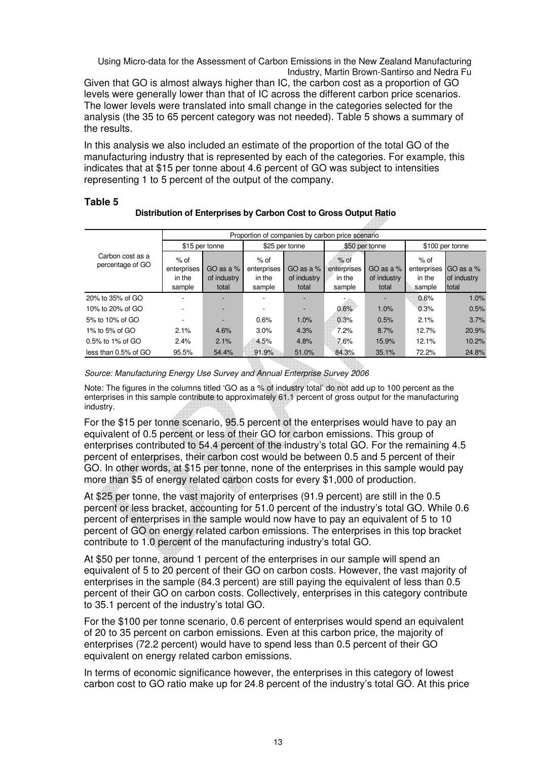Given that GO is almost always higher than IC, the carbon cost as a proportion of GO levels were generally lower than that of IC across the different carbon price scenarios. The lower levels were translated into small change in the categories selected for the analysis (the 35 to 65 percent category was not needed). Table 5 shows a summary of the results.

In this analysis we also included an estimate of the proportion of the total GO of the manufacturing industry that is represented by each of the categories. For example, this indicates that at $15 per tonne about 4.6 percent of GO was subject to intensities representing 1 to 5 percent of the output of the company.

### Table 5

**Distribution of Enterprises by Carbon Cost to Gross Output Ratio**

| Carbon cost as a percentage of GO | Proportion of companies by carbon price scenario | | | | | | | |
|---|---|---|---|---|---|---|---|---|
| | $15 per tonne | | $25 per tonne | | $50 per tonne | | $100 per tonne | |
| | % of enterprises in the sample | GO as a % of industry total | % of enterprises in the sample | GO as a % of industry total | % of enterprises in the sample | GO as a % of industry total | % of enterprises in the sample | GO as a % of industry total |
| 20% to 35% of GO | - | - | - | - | - | - | 0.6% | 1.0% |
| 10% to 20% of GO | - | - | - | - | 0.6% | 1.0% | 0.3% | 0.5% |
| 5% to 10% of GO | - | - | 0.6% | 1.0% | 0.3% | 0.5% | 2.1% | 3.7% |
| 1% to 5% of GO | 2.1% | 4.6% | 3.0% | 4.3% | 7.2% | 8.7% | 12.7% | 20.9% |
| 0.5% to 1% of GO | 2.4% | 2.1% | 4.5% | 4.8% | 7.6% | 15.9% | 12.1% | 10.2% |
| less than 0.5% of GO | 95.5% | 54.4% | 91.9% | 51.0% | 84.3% | 35.1% | 72.2% | 24.8% |

*Source: Manufacturing Energy Use Survey and Annual Enterprise Survey 2006*

Note: The figures in the columns titled 'GO as a % of industry total' do not add up to 100 percent as the enterprises in this sample contribute to approximately 61.1 percent of gross output for the manufacturing industry.

For the $15 per tonne scenario, 95.5 percent of the enterprises would have to pay an equivalent of 0.5 percent or less of their GO for carbon emissions. This group of enterprises contributed to 54.4 percent of the industry's total GO. For the remaining 4.5 percent of enterprises, their carbon cost would be between 0.5 and 5 percent of their GO. In other words, at $15 per tonne, none of the enterprises in this sample would pay more than $5 of energy related carbon costs for every $1,000 of production.

At $25 per tonne, the vast majority of enterprises (91.9 percent) are still in the 0.5 percent or less bracket, accounting for 51.0 percent of the industry's total GO. While 0.6 percent of enterprises in the sample would now have to pay an equivalent of 5 to 10 percent of GO on energy related carbon emissions. The enterprises in this top bracket contribute to 1.0 percent of the manufacturing industry's total GO.

At $50 per tonne, around 1 percent of the enterprises in our sample will spend an equivalent of 5 to 20 percent of their GO on carbon costs. However, the vast majority of enterprises in the sample (84.3 percent) are still paying the equivalent of less than 0.5 percent of their GO on carbon costs. Collectively, enterprises in this category contribute to 35.1 percent of the industry's total GO.

For the $100 per tonne scenario, 0.6 percent of enterprises would spend an equivalent of 20 to 35 percent on carbon emissions. Even at this carbon price, the majority of enterprises (72.2 percent) would have to spend less than 0.5 percent of their GO equivalent on energy related carbon emissions.

In terms of economic significance however, the enterprises in this category of lowest carbon cost to GO ratio make up for 24.8 percent of the industry's total GO. At this price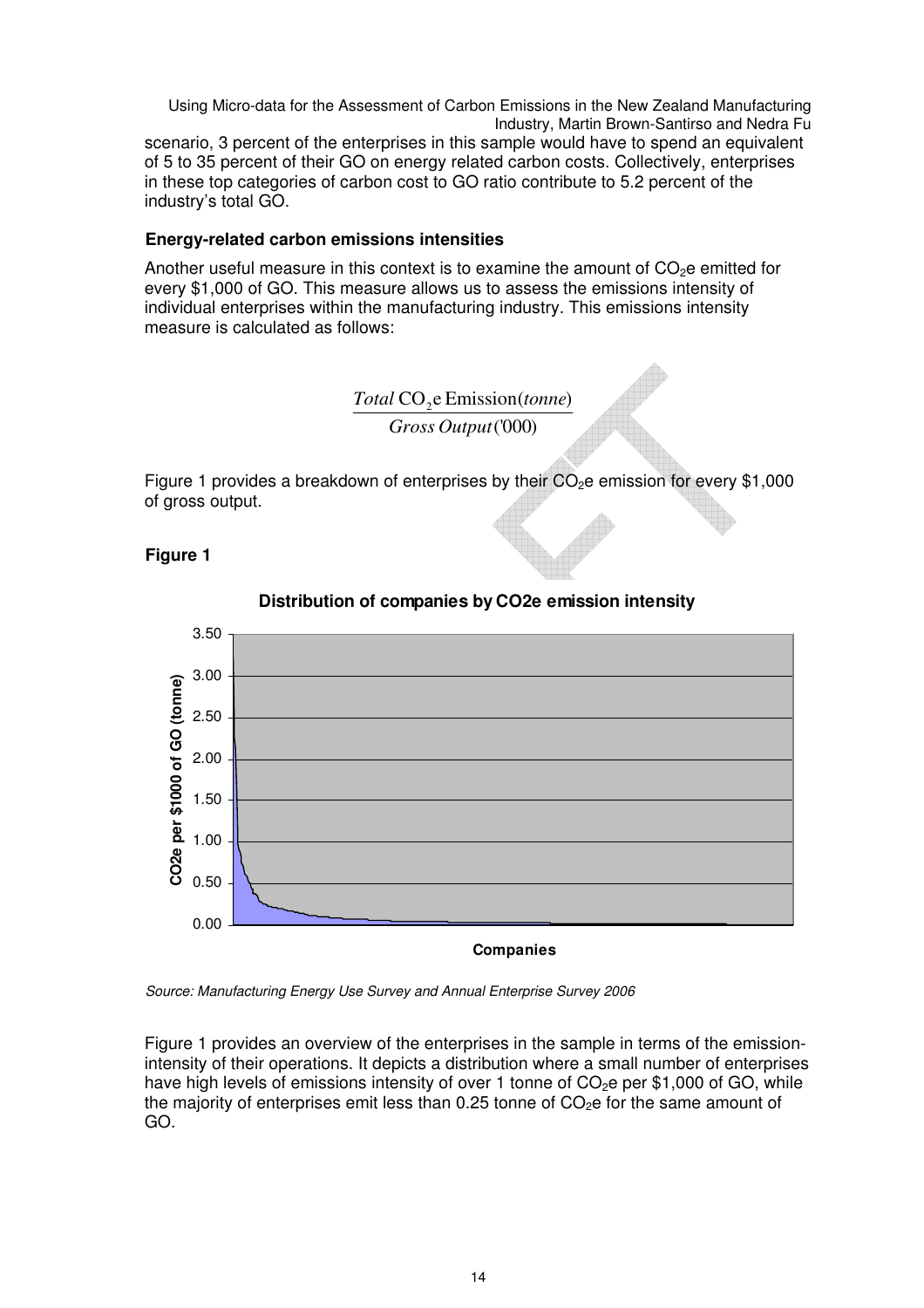scenario, 3 percent of the enterprises in this sample would have to spend an equivalent of 5 to 35 percent of their GO on energy related carbon costs. Collectively, enterprises in these top categories of carbon cost to GO ratio contribute to 5.2 percent of the industry's total GO.

### Energy-related carbon emissions intensities

Another useful measure in this context is to examine the amount of $CO_2e$ emitted for every \$1,000 of GO. This measure allows us to assess the emissions intensity of individual enterprises within the manufacturing industry. This emissions intensity measure is calculated as follows:

$$\frac{Total\ \mathrm{CO_2e\ Emission}(tonne)}{Gross\ Output('000)}$$

Figure 1 provides a breakdown of enterprises by their $CO_2e$ emission for every \$1,000 of gross output.

**Figure 1**

Source: Manufacturing Energy Use Survey and Annual Enterprise Survey 2006

Figure 1 provides an overview of the enterprises in the sample in terms of the emission-intensity of their operations. It depicts a distribution where a small number of enterprises have high levels of emissions intensity of over 1 tonne of $CO_2e$ per \$1,000 of GO, while the majority of enterprises emit less than 0.25 tonne of $CO_2e$ for the same amount of GO.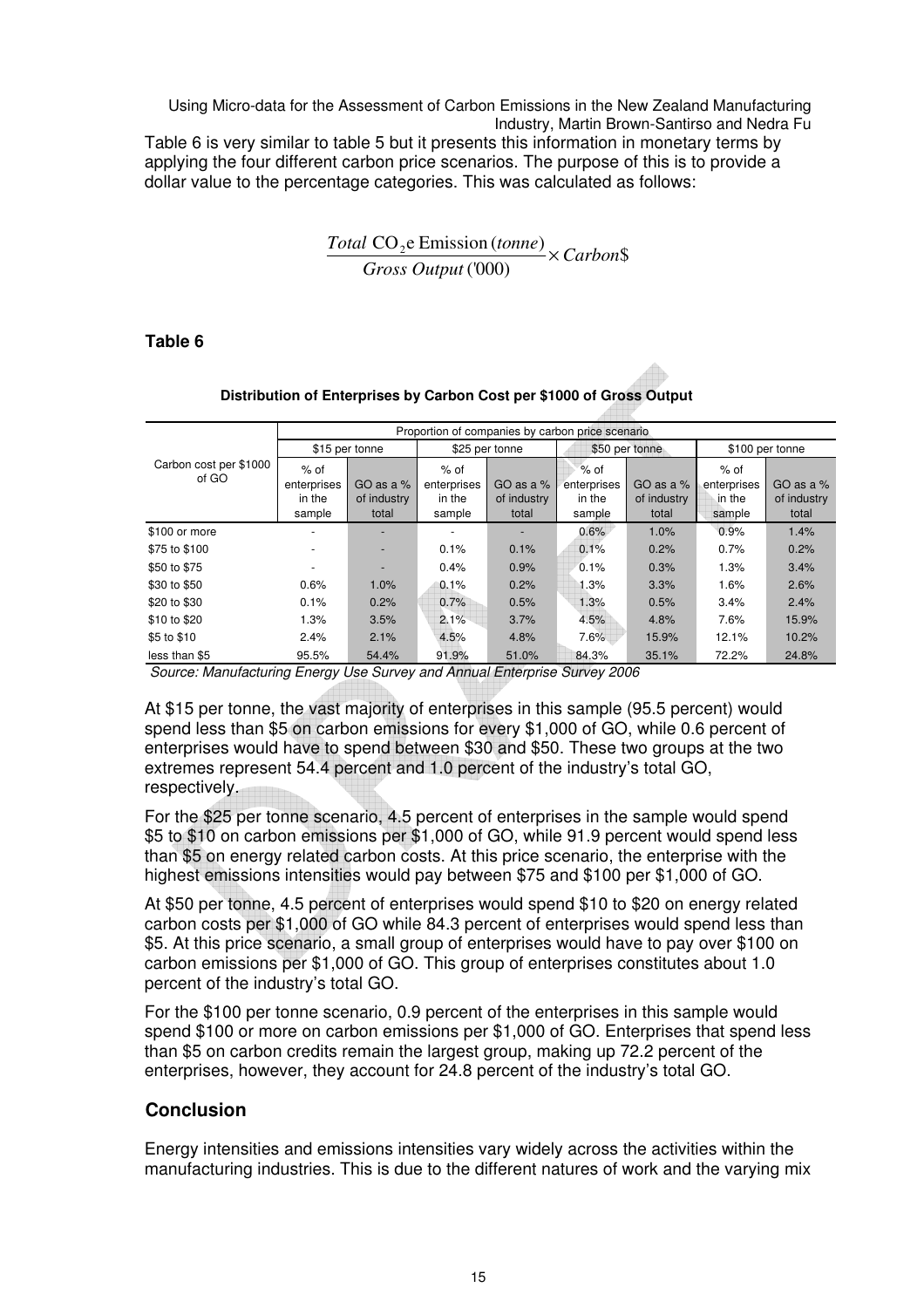Table 6 is very similar to table 5 but it presents this information in monetary terms by applying the four different carbon price scenarios. The purpose of this is to provide a dollar value to the percentage categories. This was calculated as follows:

$$\frac{Total\ \mathrm{CO_2e\ Emission}\,(tonne)}{Gross\ Output\,('000)} \times Carbon\$$$

**Table 6**

**Distribution of Enterprises by Carbon Cost per $1000 of Gross Output**

| Carbon cost per $1000 of GO | Proportion of companies by carbon price scenario | | | | | | | |
|---|---|---|---|---|---|---|---|---|
| | $15 per tonne | | $25 per tonne | | $50 per tonne | | $100 per tonne | |
| | % of enterprises in the sample | GO as a % of industry total | % of enterprises in the sample | GO as a % of industry total | % of enterprises in the sample | GO as a % of industry total | % of enterprises in the sample | GO as a % of industry total |
| $100 or more | - | - | - | - | 0.6% | 1.0% | 0.9% | 1.4% |
| $75 to $100 | - | - | 0.1% | 0.1% | 0.1% | 0.2% | 0.7% | 0.2% |
| $50 to $75 | - | - | 0.4% | 0.9% | 0.1% | 0.3% | 1.3% | 3.4% |
| $30 to $50 | 0.6% | 1.0% | 0.1% | 0.2% | 1.3% | 3.3% | 1.6% | 2.6% |
| $20 to $30 | 0.1% | 0.2% | 0.7% | 0.5% | 1.3% | 0.5% | 3.4% | 2.4% |
| $10 to $20 | 1.3% | 3.5% | 2.1% | 3.7% | 4.5% | 4.8% | 7.6% | 15.9% |
| $5 to $10 | 2.4% | 2.1% | 4.5% | 4.8% | 7.6% | 15.9% | 12.1% | 10.2% |
| less than $5 | 95.5% | 54.4% | 91.9% | 51.0% | 84.3% | 35.1% | 72.2% | 24.8% |

*Source: Manufacturing Energy Use Survey and Annual Enterprise Survey 2006*

At $15 per tonne, the vast majority of enterprises in this sample (95.5 percent) would spend less than $5 on carbon emissions for every $1,000 of GO, while 0.6 percent of enterprises would have to spend between $30 and $50. These two groups at the two extremes represent 54.4 percent and 1.0 percent of the industry's total GO, respectively.

For the $25 per tonne scenario, 4.5 percent of enterprises in the sample would spend $5 to $10 on carbon emissions per $1,000 of GO, while 91.9 percent would spend less than $5 on energy related carbon costs. At this price scenario, the enterprise with the highest emissions intensities would pay between $75 and $100 per $1,000 of GO.

At $50 per tonne, 4.5 percent of enterprises would spend $10 to $20 on energy related carbon costs per $1,000 of GO while 84.3 percent of enterprises would spend less than $5. At this price scenario, a small group of enterprises would have to pay over $100 on carbon emissions per $1,000 of GO. This group of enterprises constitutes about 1.0 percent of the industry's total GO.

For the $100 per tonne scenario, 0.9 percent of the enterprises in this sample would spend $100 or more on carbon emissions per $1,000 of GO. Enterprises that spend less than $5 on carbon credits remain the largest group, making up 72.2 percent of the enterprises, however, they account for 24.8 percent of the industry's total GO.

## Conclusion

Energy intensities and emissions intensities vary widely across the activities within the manufacturing industries. This is due to the different natures of work and the varying mix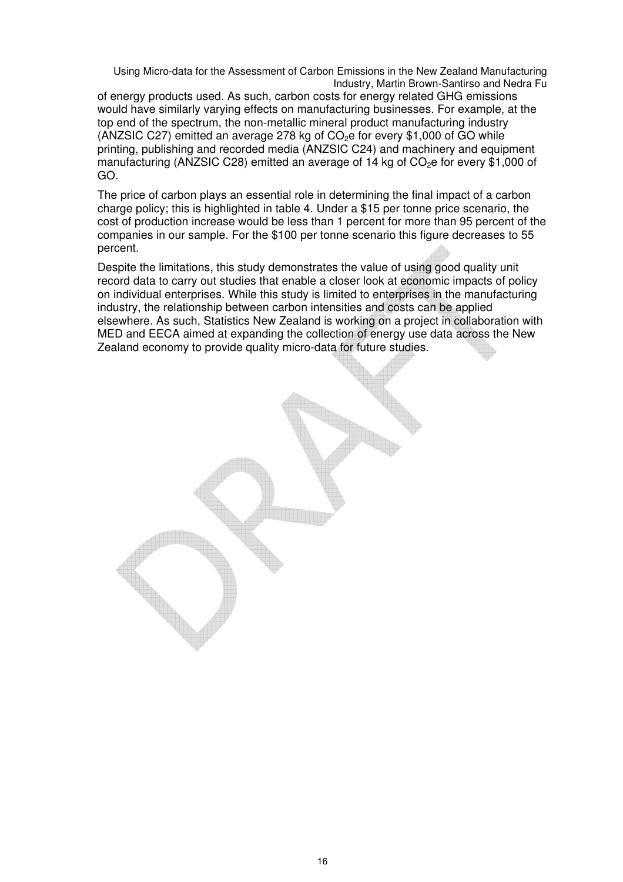of energy products used. As such, carbon costs for energy related GHG emissions would have similarly varying effects on manufacturing businesses. For example, at the top end of the spectrum, the non-metallic mineral product manufacturing industry (ANZSIC C27) emitted an average 278 kg of $CO_2e$ for every $1,000 of GO while printing, publishing and recorded media (ANZSIC C24) and machinery and equipment manufacturing (ANZSIC C28) emitted an average of 14 kg of $CO_2e$ for every $1,000 of GO.

The price of carbon plays an essential role in determining the final impact of a carbon charge policy; this is highlighted in table 4. Under a $15 per tonne price scenario, the cost of production increase would be less than 1 percent for more than 95 percent of the companies in our sample. For the $100 per tonne scenario this figure decreases to 55 percent.

Despite the limitations, this study demonstrates the value of using good quality unit record data to carry out studies that enable a closer look at economic impacts of policy on individual enterprises. While this study is limited to enterprises in the manufacturing industry, the relationship between carbon intensities and costs can be applied elsewhere. As such, Statistics New Zealand is working on a project in collaboration with MED and EECA aimed at expanding the collection of energy use data across the New Zealand economy to provide quality micro-data for future studies.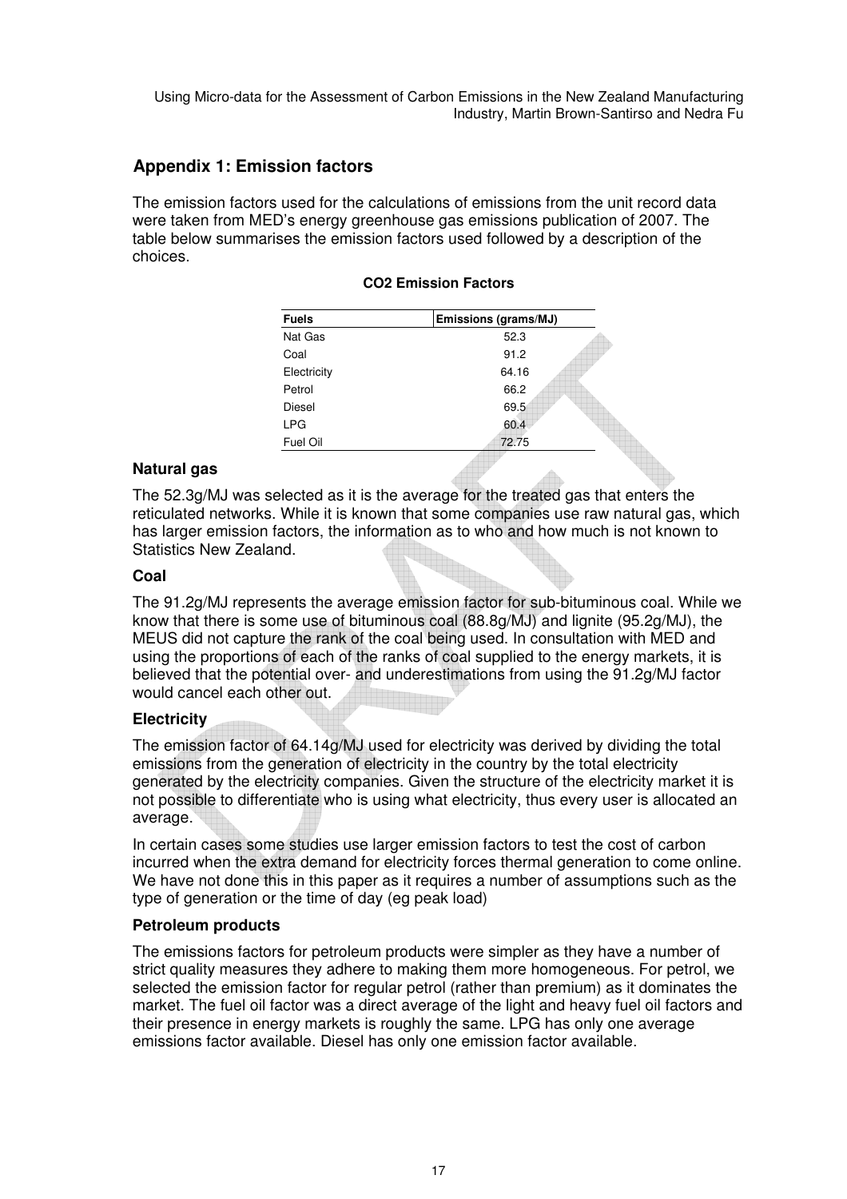## Appendix 1: Emission factors

The emission factors used for the calculations of emissions from the unit record data were taken from MED's energy greenhouse gas emissions publication of 2007. The table below summarises the emission factors used followed by a description of the choices.

**CO2 Emission Factors**

| Fuels | Emissions (grams/MJ) |
|---|---|
| Nat Gas | 52.3 |
| Coal | 91.2 |
| Electricity | 64.16 |
| Petrol | 66.2 |
| Diesel | 69.5 |
| LPG | 60.4 |
| Fuel Oil | 72.75 |

### Natural gas

The 52.3g/MJ was selected as it is the average for the treated gas that enters the reticulated networks. While it is known that some companies use raw natural gas, which has larger emission factors, the information as to who and how much is not known to Statistics New Zealand.

### Coal

The 91.2g/MJ represents the average emission factor for sub-bituminous coal. While we know that there is some use of bituminous coal (88.8g/MJ) and lignite (95.2g/MJ), the MEUS did not capture the rank of the coal being used. In consultation with MED and using the proportions of each of the ranks of coal supplied to the energy markets, it is believed that the potential over- and underestimations from using the 91.2g/MJ factor would cancel each other out.

### Electricity

The emission factor of 64.14g/MJ used for electricity was derived by dividing the total emissions from the generation of electricity in the country by the total electricity generated by the electricity companies. Given the structure of the electricity market it is not possible to differentiate who is using what electricity, thus every user is allocated an average.

In certain cases some studies use larger emission factors to test the cost of carbon incurred when the extra demand for electricity forces thermal generation to come online. We have not done this in this paper as it requires a number of assumptions such as the type of generation or the time of day (eg peak load)

### Petroleum products

The emissions factors for petroleum products were simpler as they have a number of strict quality measures they adhere to making them more homogeneous. For petrol, we selected the emission factor for regular petrol (rather than premium) as it dominates the market. The fuel oil factor was a direct average of the light and heavy fuel oil factors and their presence in energy markets is roughly the same. LPG has only one average emissions factor available. Diesel has only one emission factor available.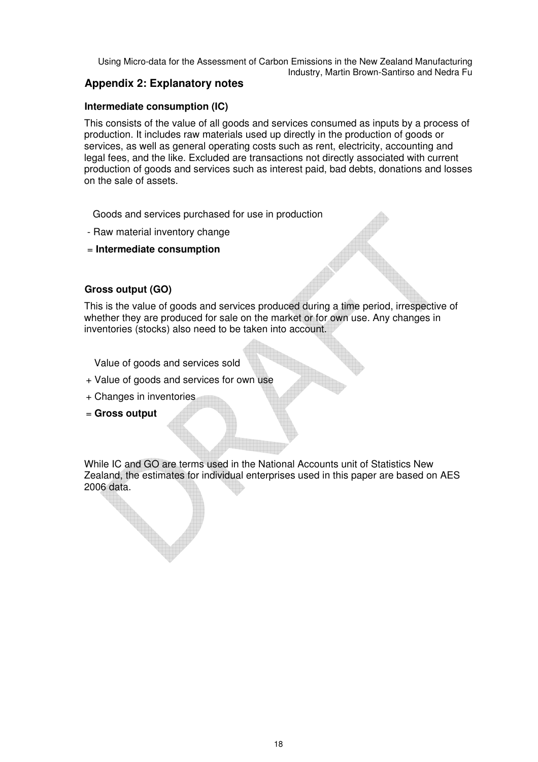## Appendix 2: Explanatory notes

### Intermediate consumption (IC)

This consists of the value of all goods and services consumed as inputs by a process of production. It includes raw materials used up directly in the production of goods or services, as well as general operating costs such as rent, electricity, accounting and legal fees, and the like. Excluded are transactions not directly associated with current production of goods and services such as interest paid, bad debts, donations and losses on the sale of assets.

Goods and services purchased for use in production

- Raw material inventory change

= **Intermediate consumption**

### Gross output (GO)

This is the value of goods and services produced during a time period, irrespective of whether they are produced for sale on the market or for own use. Any changes in inventories (stocks) also need to be taken into account.

Value of goods and services sold

+ Value of goods and services for own use

+ Changes in inventories

= **Gross output**

While IC and GO are terms used in the National Accounts unit of Statistics New Zealand, the estimates for individual enterprises used in this paper are based on AES 2006 data.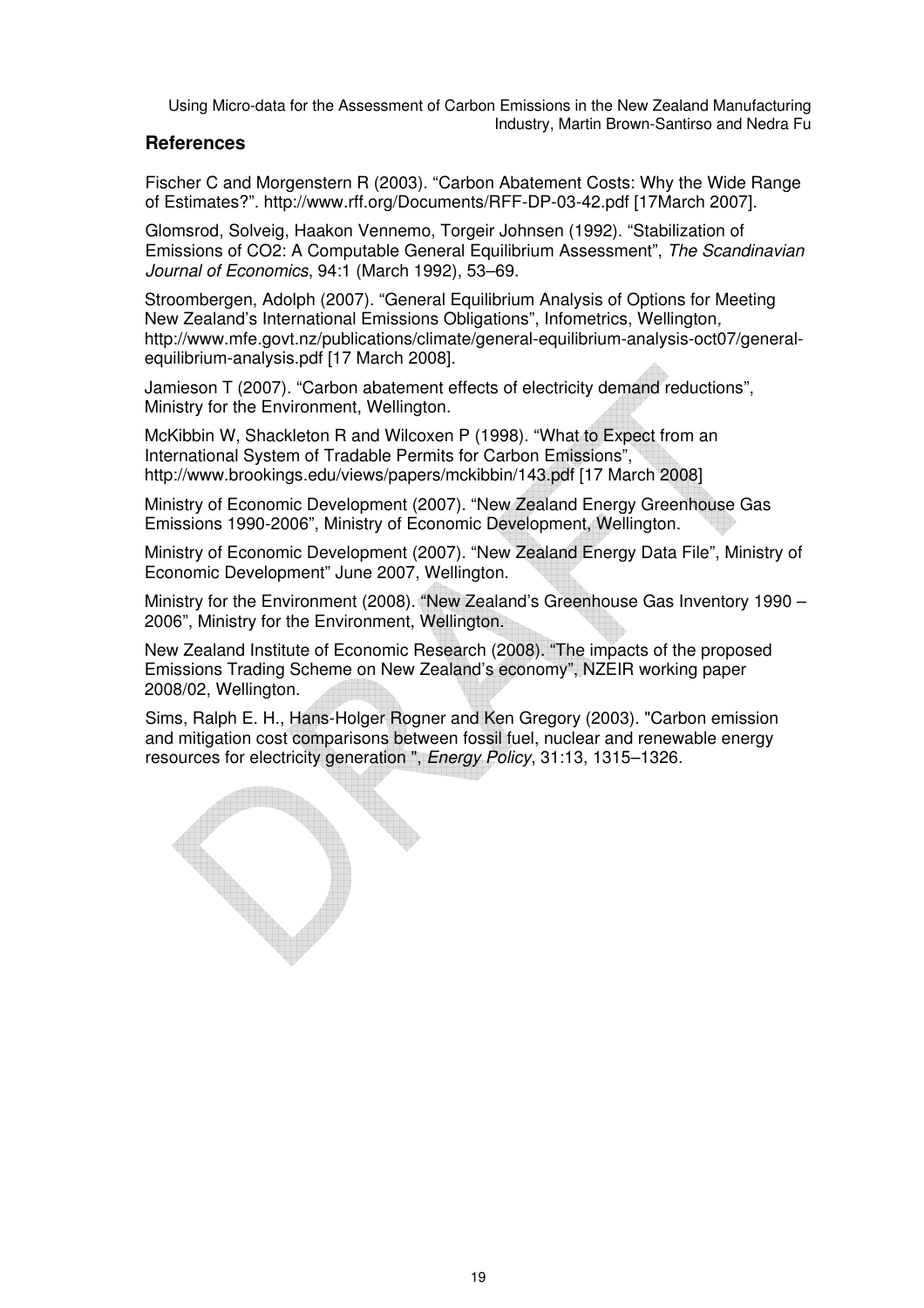## References

Fischer C and Morgenstern R (2003). "Carbon Abatement Costs: Why the Wide Range of Estimates?". http://www.rff.org/Documents/RFF-DP-03-42.pdf [17March 2007].

Glomsrod, Solveig, Haakon Vennemo, Torgeir Johnsen (1992). "Stabilization of Emissions of CO2: A Computable General Equilibrium Assessment", *The Scandinavian Journal of Economics*, 94:1 (March 1992), 53–69.

Stroombergen, Adolph (2007). "General Equilibrium Analysis of Options for Meeting New Zealand's International Emissions Obligations", Infometrics, Wellington, http://www.mfe.govt.nz/publications/climate/general-equilibrium-analysis-oct07/general-equilibrium-analysis.pdf [17 March 2008].

Jamieson T (2007). "Carbon abatement effects of electricity demand reductions", Ministry for the Environment, Wellington.

McKibbin W, Shackleton R and Wilcoxen P (1998). "What to Expect from an International System of Tradable Permits for Carbon Emissions", http://www.brookings.edu/views/papers/mckibbin/143.pdf [17 March 2008]

Ministry of Economic Development (2007). "New Zealand Energy Greenhouse Gas Emissions 1990-2006", Ministry of Economic Development, Wellington.

Ministry of Economic Development (2007). "New Zealand Energy Data File", Ministry of Economic Development" June 2007, Wellington.

Ministry for the Environment (2008). "New Zealand's Greenhouse Gas Inventory 1990 – 2006", Ministry for the Environment, Wellington.

New Zealand Institute of Economic Research (2008). "The impacts of the proposed Emissions Trading Scheme on New Zealand's economy", NZEIR working paper 2008/02, Wellington.

Sims, Ralph E. H., Hans-Holger Rogner and Ken Gregory (2003). "Carbon emission and mitigation cost comparisons between fossil fuel, nuclear and renewable energy resources for electricity generation ", *Energy Policy*, 31:13, 1315–1326.